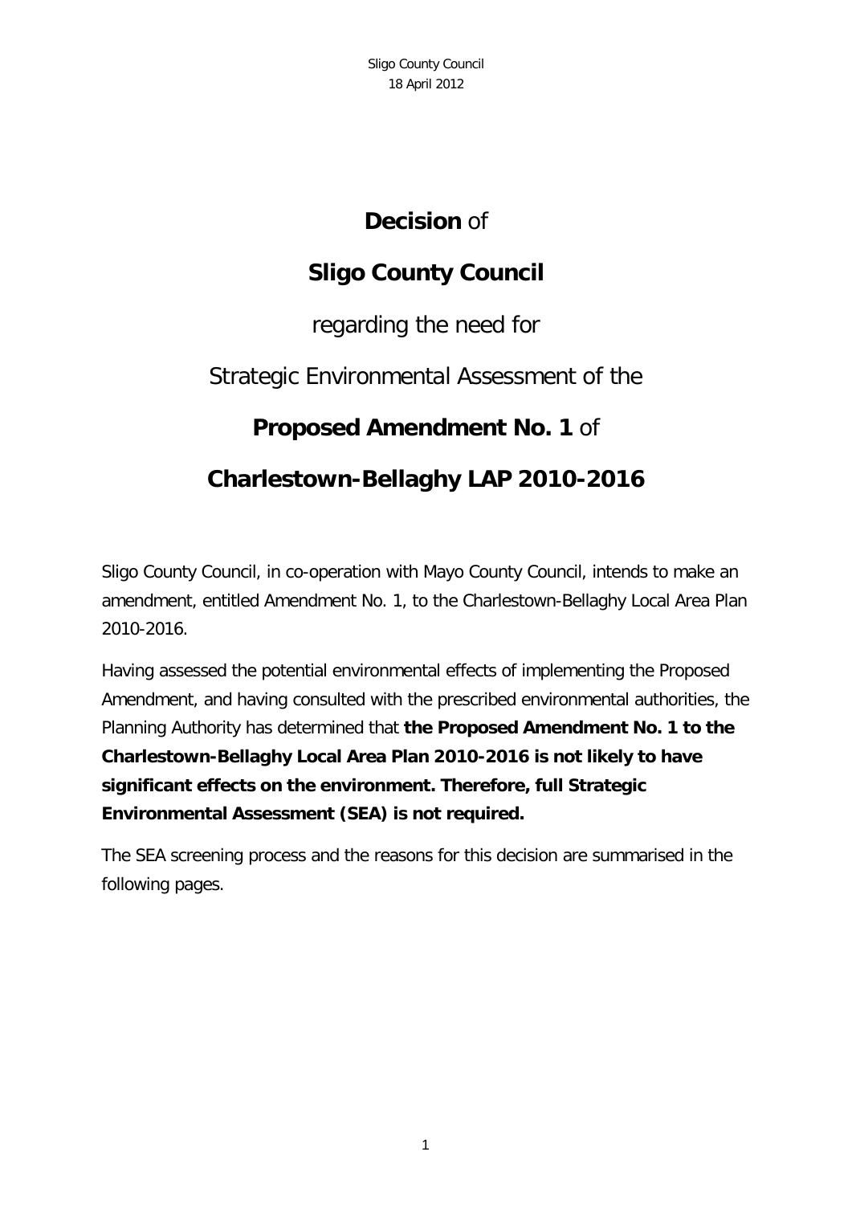Sligo County Council
18 April 2012

# **Decision** of

# **Sligo County Council**

## regarding the need for

## Strategic Environmental Assessment of the

# **Proposed Amendment No. 1** of

# **Charlestown-Bellaghy LAP 2010-2016**

Sligo County Council, in co-operation with Mayo County Council, intends to make an amendment, entitled Amendment No. 1, to the Charlestown-Bellaghy Local Area Plan 2010-2016.

Having assessed the potential environmental effects of implementing the Proposed Amendment, and having consulted with the prescribed environmental authorities, the Planning Authority has determined that **the Proposed Amendment No. 1 to the Charlestown-Bellaghy Local Area Plan 2010-2016 is not likely to have significant effects on the environment. Therefore, full Strategic Environmental Assessment (SEA) is not required.**

The SEA screening process and the reasons for this decision are summarised in the following pages.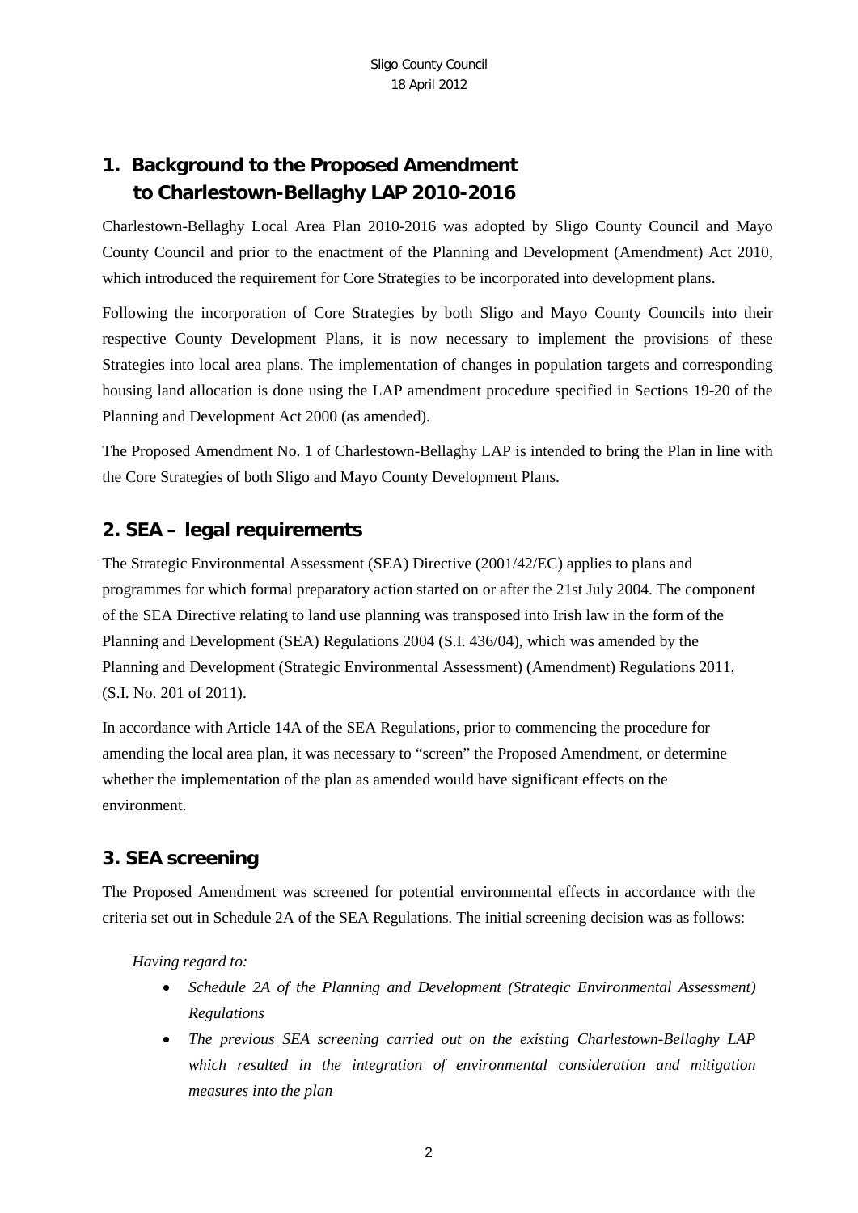## 1. Background to the Proposed Amendment to Charlestown-Bellaghy LAP 2010-2016

Charlestown-Bellaghy Local Area Plan 2010-2016 was adopted by Sligo County Council and Mayo County Council and prior to the enactment of the Planning and Development (Amendment) Act 2010, which introduced the requirement for Core Strategies to be incorporated into development plans.

Following the incorporation of Core Strategies by both Sligo and Mayo County Councils into their respective County Development Plans, it is now necessary to implement the provisions of these Strategies into local area plans. The implementation of changes in population targets and corresponding housing land allocation is done using the LAP amendment procedure specified in Sections 19-20 of the Planning and Development Act 2000 (as amended).

The Proposed Amendment No. 1 of Charlestown-Bellaghy LAP is intended to bring the Plan in line with the Core Strategies of both Sligo and Mayo County Development Plans.

## 2. SEA – legal requirements

The Strategic Environmental Assessment (SEA) Directive (2001/42/EC) applies to plans and programmes for which formal preparatory action started on or after the 21st July 2004. The component of the SEA Directive relating to land use planning was transposed into Irish law in the form of the Planning and Development (SEA) Regulations 2004 (S.I. 436/04), which was amended by the Planning and Development (Strategic Environmental Assessment) (Amendment) Regulations 2011, (S.I. No. 201 of 2011).

In accordance with Article 14A of the SEA Regulations, prior to commencing the procedure for amending the local area plan, it was necessary to "screen" the Proposed Amendment, or determine whether the implementation of the plan as amended would have significant effects on the environment.

## 3. SEA screening

The Proposed Amendment was screened for potential environmental effects in accordance with the criteria set out in Schedule 2A of the SEA Regulations. The initial screening decision was as follows:

*Having regard to:*

- *Schedule 2A of the Planning and Development (Strategic Environmental Assessment) Regulations*
- *The previous SEA screening carried out on the existing Charlestown-Bellaghy LAP which resulted in the integration of environmental consideration and mitigation measures into the plan*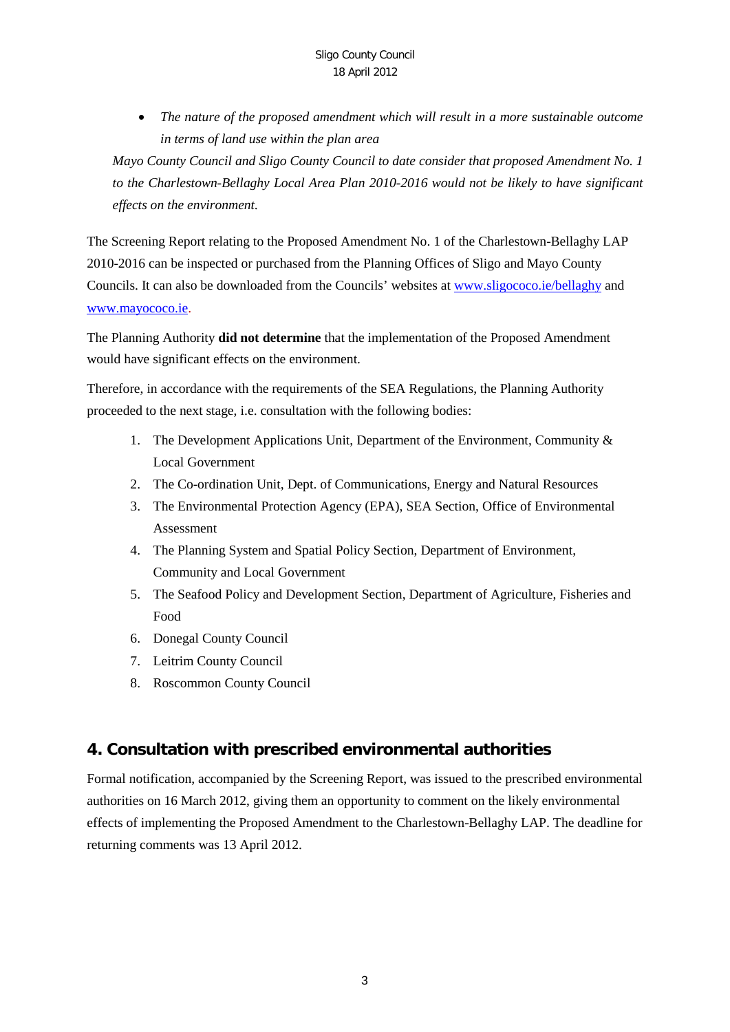- *The nature of the proposed amendment which will result in a more sustainable outcome in terms of land use within the plan area*

*Mayo County Council and Sligo County Council to date consider that proposed Amendment No. 1 to the Charlestown-Bellaghy Local Area Plan 2010-2016 would not be likely to have significant effects on the environment.*

The Screening Report relating to the Proposed Amendment No. 1 of the Charlestown-Bellaghy LAP 2010-2016 can be inspected or purchased from the Planning Offices of Sligo and Mayo County Councils. It can also be downloaded from the Councils' websites at www.sligococo.ie/bellaghy and www.mayococo.ie.

The Planning Authority **did not determine** that the implementation of the Proposed Amendment would have significant effects on the environment.

Therefore, in accordance with the requirements of the SEA Regulations, the Planning Authority proceeded to the next stage, i.e. consultation with the following bodies:

1. The Development Applications Unit, Department of the Environment, Community & Local Government
2. The Co-ordination Unit, Dept. of Communications, Energy and Natural Resources
3. The Environmental Protection Agency (EPA), SEA Section, Office of Environmental Assessment
4. The Planning System and Spatial Policy Section, Department of Environment, Community and Local Government
5. The Seafood Policy and Development Section, Department of Agriculture, Fisheries and Food
6. Donegal County Council
7. Leitrim County Council
8. Roscommon County Council

## 4. Consultation with prescribed environmental authorities

Formal notification, accompanied by the Screening Report, was issued to the prescribed environmental authorities on 16 March 2012, giving them an opportunity to comment on the likely environmental effects of implementing the Proposed Amendment to the Charlestown-Bellaghy LAP. The deadline for returning comments was 13 April 2012.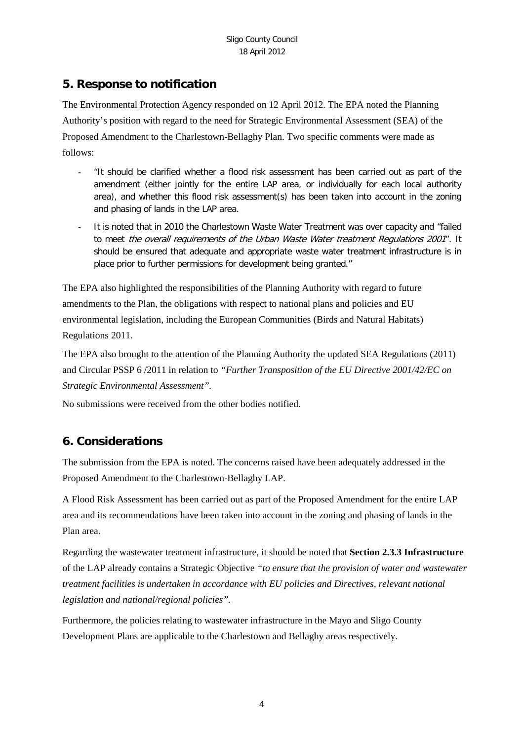## 5. Response to notification

The Environmental Protection Agency responded on 12 April 2012. The EPA noted the Planning Authority's position with regard to the need for Strategic Environmental Assessment (SEA) of the Proposed Amendment to the Charlestown-Bellaghy Plan. Two specific comments were made as follows:

- "It should be clarified whether a flood risk assessment has been carried out as part of the amendment (either jointly for the entire LAP area, or individually for each local authority area), and whether this flood risk assessment(s) has been taken into account in the zoning and phasing of lands in the LAP area.
- It is noted that in 2010 the Charlestown Waste Water Treatment was over capacity and "failed to meet *the overall requirements of the Urban Waste Water treatment Regulations 2001*". It should be ensured that adequate and appropriate waste water treatment infrastructure is in place prior to further permissions for development being granted."

The EPA also highlighted the responsibilities of the Planning Authority with regard to future amendments to the Plan, the obligations with respect to national plans and policies and EU environmental legislation, including the European Communities (Birds and Natural Habitats) Regulations 2011.

The EPA also brought to the attention of the Planning Authority the updated SEA Regulations (2011) and Circular PSSP 6 /2011 in relation to *"Further Transposition of the EU Directive 2001/42/EC on Strategic Environmental Assessment"*.

No submissions were received from the other bodies notified.

## 6. Considerations

The submission from the EPA is noted. The concerns raised have been adequately addressed in the Proposed Amendment to the Charlestown-Bellaghy LAP.

A Flood Risk Assessment has been carried out as part of the Proposed Amendment for the entire LAP area and its recommendations have been taken into account in the zoning and phasing of lands in the Plan area.

Regarding the wastewater treatment infrastructure, it should be noted that **Section 2.3.3 Infrastructure** of the LAP already contains a Strategic Objective *"to ensure that the provision of water and wastewater treatment facilities is undertaken in accordance with EU policies and Directives, relevant national legislation and national/regional policies"*.

Furthermore, the policies relating to wastewater infrastructure in the Mayo and Sligo County Development Plans are applicable to the Charlestown and Bellaghy areas respectively.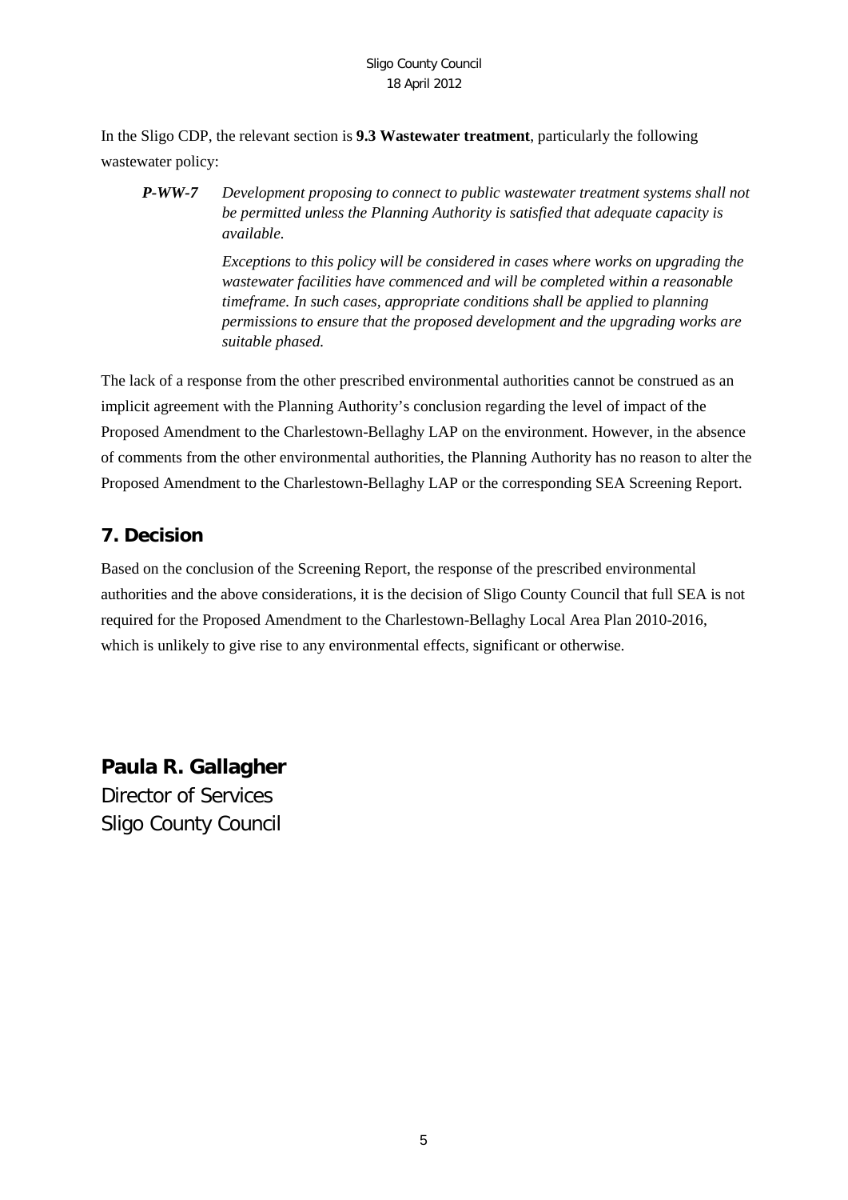In the Sligo CDP, the relevant section is **9.3 Wastewater treatment**, particularly the following wastewater policy:

> ***P-WW-7*** *Development proposing to connect to public wastewater treatment systems shall not be permitted unless the Planning Authority is satisfied that adequate capacity is available.*
>
> *Exceptions to this policy will be considered in cases where works on upgrading the wastewater facilities have commenced and will be completed within a reasonable timeframe. In such cases, appropriate conditions shall be applied to planning permissions to ensure that the proposed development and the upgrading works are suitable phased.*

The lack of a response from the other prescribed environmental authorities cannot be construed as an implicit agreement with the Planning Authority's conclusion regarding the level of impact of the Proposed Amendment to the Charlestown-Bellaghy LAP on the environment. However, in the absence of comments from the other environmental authorities, the Planning Authority has no reason to alter the Proposed Amendment to the Charlestown-Bellaghy LAP or the corresponding SEA Screening Report.

## 7. Decision

Based on the conclusion of the Screening Report, the response of the prescribed environmental authorities and the above considerations, it is the decision of Sligo County Council that full SEA is not required for the Proposed Amendment to the Charlestown-Bellaghy Local Area Plan 2010-2016, which is unlikely to give rise to any environmental effects, significant or otherwise.

**Paula R. Gallagher**
Director of Services
Sligo County Council